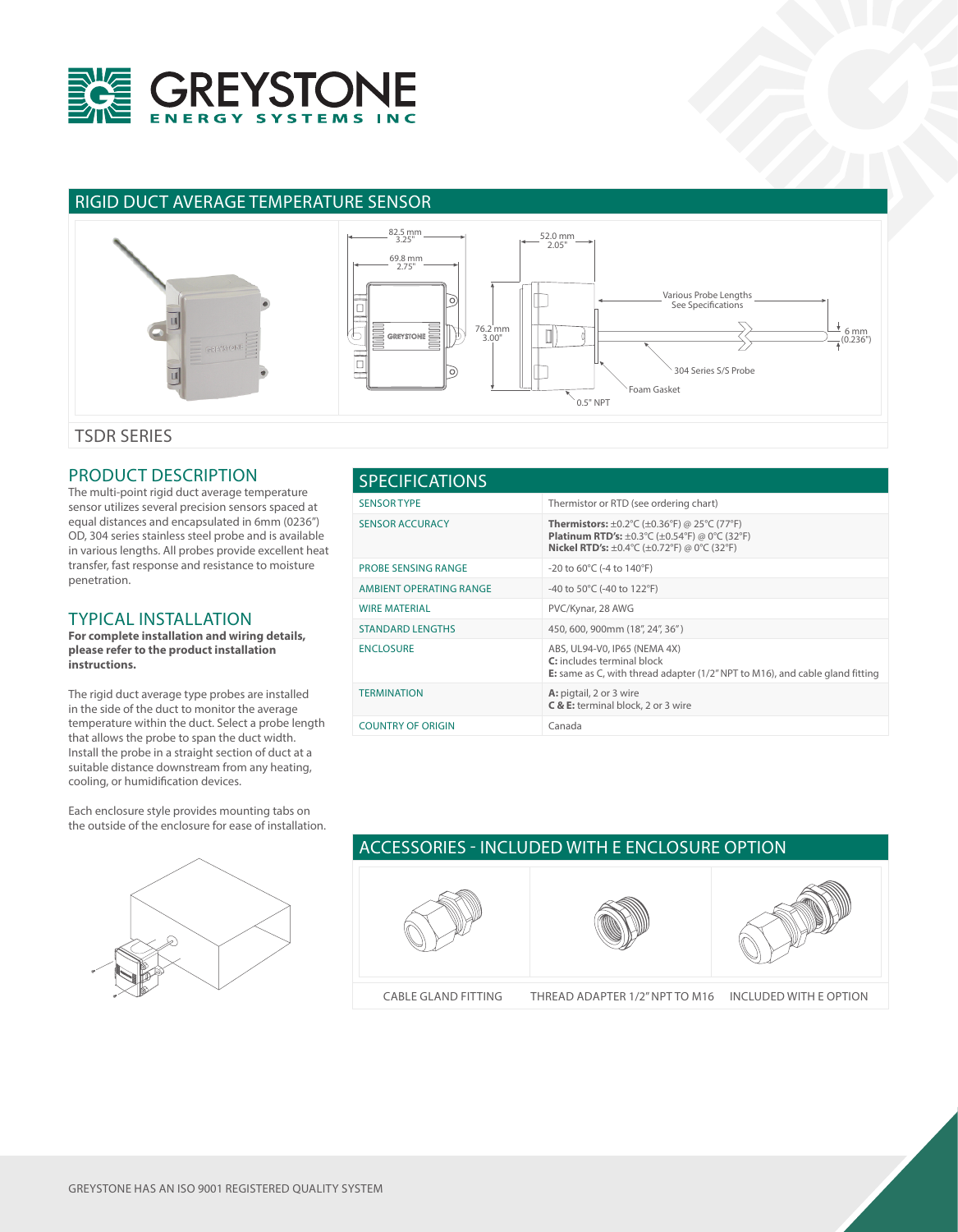GREYSTONE
ENERGY SYSTEMS INC

# RIGID DUCT AVERAGE TEMPERATURE SENSOR

82.5 mm 3.25"
69.8 mm 2.75"
52.0 mm 2.05"
76.2 mm 3.00"
Various Probe Lengths See Specifications
6 mm (0.236")
304 Series S/S Probe
Foam Gasket
0.5" NPT

## TSDR SERIES

## PRODUCT DESCRIPTION

The multi-point rigid duct average temperature sensor utilizes several precision sensors spaced at equal distances and encapsulated in 6mm (0236") OD, 304 series stainless steel probe and is available in various lengths. All probes provide excellent heat transfer, fast response and resistance to moisture penetration.

## TYPICAL INSTALLATION

**For complete installation and wiring details, please refer to the product installation instructions.**

The rigid duct average type probes are installed in the side of the duct to monitor the average temperature within the duct. Select a probe length that allows the probe to span the duct width. Install the probe in a straight section of duct at a suitable distance downstream from any heating, cooling, or humidification devices.

Each enclosure style provides mounting tabs on the outside of the enclosure for ease of installation.

## SPECIFICATIONS

| | |
|---|---|
| SENSOR TYPE | Thermistor or RTD (see ordering chart) |
| SENSOR ACCURACY | **Thermistors:** ±0.2°C (±0.36°F) @ 25°C (77°F)<br>**Platinum RTD's:** ±0.3°C (±0.54°F) @ 0°C (32°F)<br>**Nickel RTD's:** ±0.4°C (±0.72°F) @ 0°C (32°F) |
| PROBE SENSING RANGE | -20 to 60°C (-4 to 140°F) |
| AMBIENT OPERATING RANGE | -40 to 50°C (-40 to 122°F) |
| WIRE MATERIAL | PVC/Kynar, 28 AWG |
| STANDARD LENGTHS | 450, 600, 900mm (18", 24", 36") |
| ENCLOSURE | ABS, UL94-V0, IP65 (NEMA 4X)<br>**C:** includes terminal block<br>**E:** same as C, with thread adapter (1/2" NPT to M16), and cable gland fitting |
| TERMINATION | **A:** pigtail, 2 or 3 wire<br>**C & E:** terminal block, 2 or 3 wire |
| COUNTRY OF ORIGIN | Canada |

## ACCESSORIES - INCLUDED WITH E ENCLOSURE OPTION

| CABLE GLAND FITTING | THREAD ADAPTER 1/2" NPT TO M16 | INCLUDED WITH E OPTION |
|---|---|---|

GREYSTONE HAS AN ISO 9001 REGISTERED QUALITY SYSTEM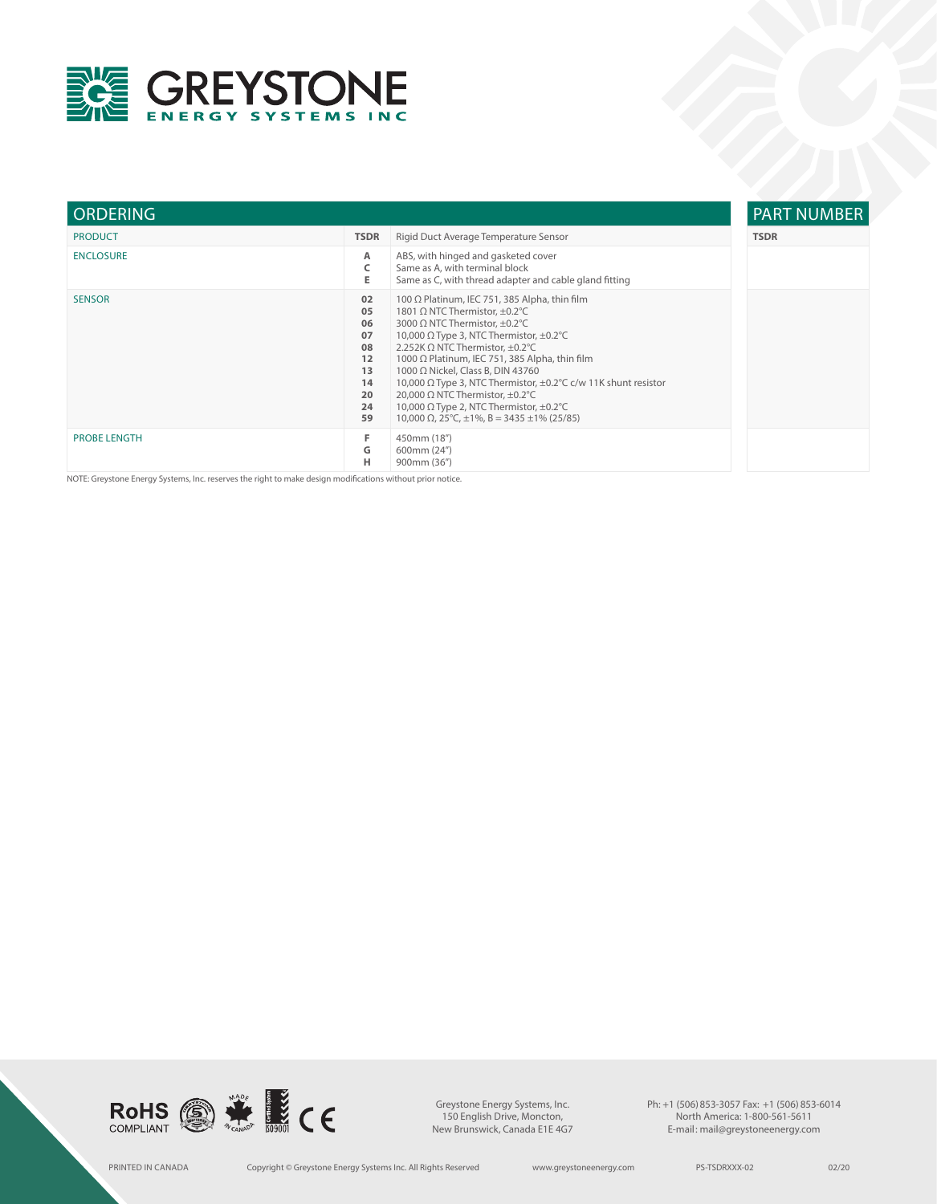## ORDERING

| ORDERING | | | PART NUMBER |
|---|---|---|---|
| PRODUCT | **TSDR** | Rigid Duct Average Temperature Sensor | **TSDR** |
| ENCLOSURE | **A**<br>**C**<br>**E** | ABS, with hinged and gasketed cover<br>Same as A, with terminal block<br>Same as C, with thread adapter and cable gland fitting | |
| SENSOR | **02**<br>**05**<br>**06**<br>**07**<br>**08**<br>**12**<br>**13**<br>**14**<br>**20**<br>**24**<br>**59** | 100 Ω Platinum, IEC 751, 385 Alpha, thin film<br>1801 Ω NTC Thermistor, ±0.2°C<br>3000 Ω NTC Thermistor, ±0.2°C<br>10,000 Ω Type 3, NTC Thermistor, ±0.2°C<br>2.252K Ω NTC Thermistor, ±0.2°C<br>1000 Ω Platinum, IEC 751, 385 Alpha, thin film<br>1000 Ω Nickel, Class B, DIN 43760<br>10,000 Ω Type 3, NTC Thermistor, ±0.2°C c/w 11K shunt resistor<br>20,000 Ω NTC Thermistor, ±0.2°C<br>10,000 Ω Type 2, NTC Thermistor, ±0.2°C<br>10,000 Ω, 25°C, ±1%, B = 3435 ±1% (25/85) | |
| PROBE LENGTH | **F**<br>**G**<br>**H** | 450mm (18")<br>600mm (24")<br>900mm (36") | |

NOTE: Greystone Energy Systems, Inc. reserves the right to make design modifications without prior notice.

RoHS COMPLIANT

Greystone Energy Systems, Inc.
150 English Drive, Moncton,
New Brunswick, Canada E1E 4G7

Ph: +1 (506) 853-3057 Fax: +1 (506) 853-6014
North America: 1-800-561-5611
E-mail: mail@greystoneenergy.com

PRINTED IN CANADA

Copyright © Greystone Energy Systems Inc. All Rights Reserved

www.greystoneenergy.com

PS-TSDRXXX-02

02/20